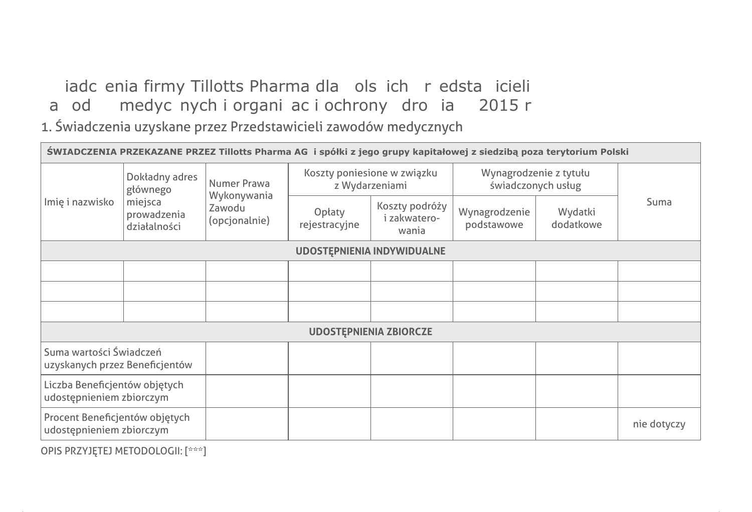# iadc enia firmy Tillotts Pharma dla ols ich r edsta icieli a od medyc nych i organi ac i ochrony dro ia 2015 r

## 1. Świadczenia uzyskane przez Przedstawicieli zawodów medycznych

| **ŚWIADCZENIA PRZEKAZANE PRZEZ Tillotts Pharma AG i spółki z jego grupy kapitałowej z siedzibą poza terytorium Polski** | | | | | | | |
|---|---|---|---|---|---|---|---|
| Imię i nazwisko | Dokładny adres głównego miejsca prowadzenia działalności | Numer Prawa Wykonywania Zawodu (opcjonalnie) | Koszty poniesione w związku z Wydarzeniami | | Wynagrodzenie z tytułu świadczonych usług | | Suma |
| | | | Opłaty rejestracyjne | Koszty podróży i zakwaterowania | Wynagrodzenie podstawowe | Wydatki dodatkowe | |
| **UDOSTĘPNIENIA INDYWIDUALNE** | | | | | | | |
| | | | | | | | |
| | | | | | | | |
| | | | | | | | |
| **UDOSTĘPNIENIA ZBIORCZE** | | | | | | | |
| Suma wartości Świadczeń uzyskanych przez Beneficjentów | | | | | | | |
| Liczba Beneficjentów objętych udostępnieniem zbiorczym | | | | | | | |
| Procent Beneficjentów objętych udostępnieniem zbiorczym | | | | | | | nie dotyczy |

OPIS PRZYJĘTEJ METODOLOGII: [***]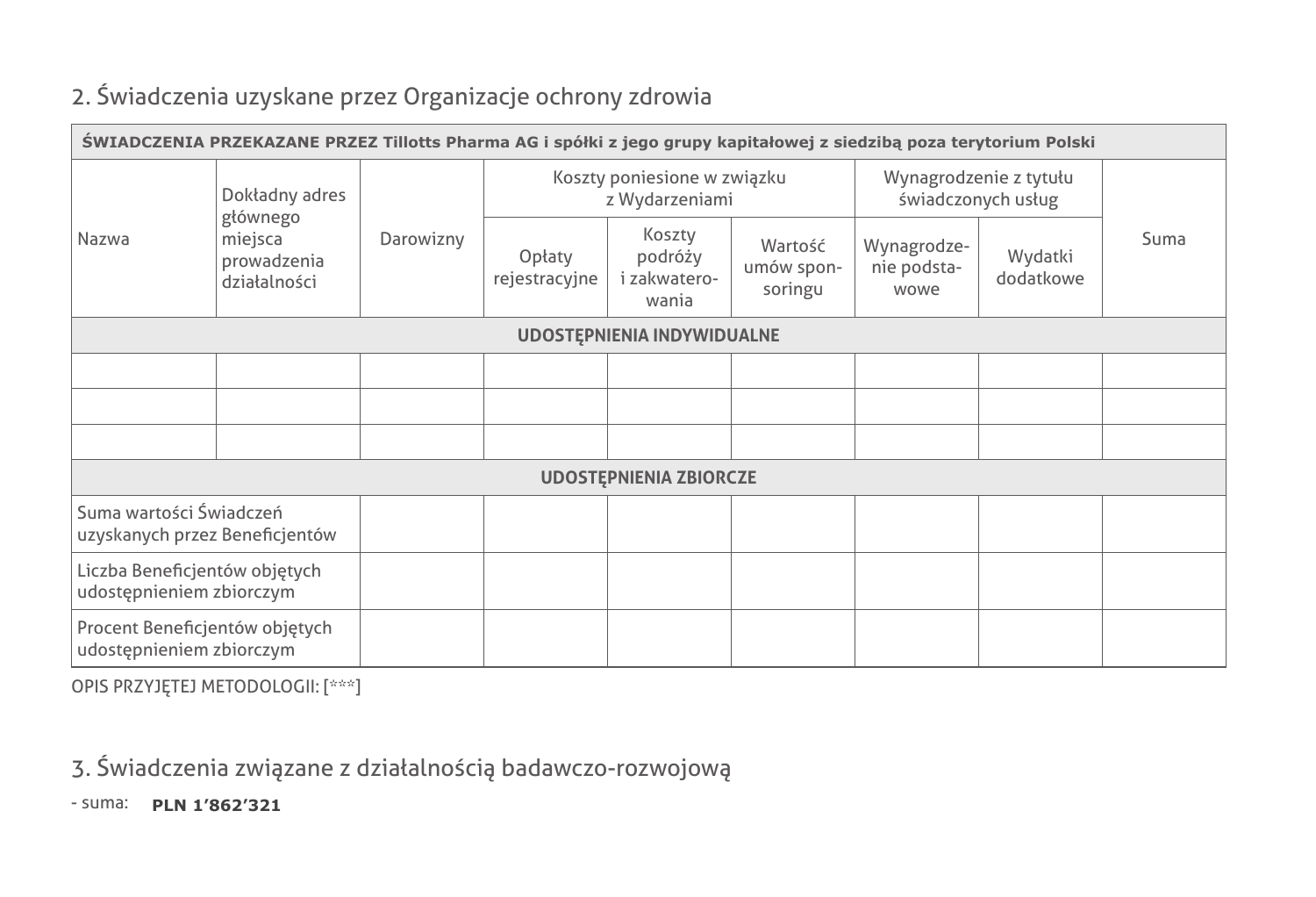## 2. Świadczenia uzyskane przez Organizacje ochrony zdrowia

| ŚWIADCZENIA PRZEKAZANE PRZEZ Tillotts Pharma AG i spółki z jego grupy kapitałowej z siedzibą poza terytorium Polski | | | | | | | | |
|---|---|---|---|---|---|---|---|---|
| Nazwa | Dokładny adres głównego miejsca prowadzenia działalności | Darowizny | Koszty poniesione w związku z Wydarzeniami | | | Wynagrodzenie z tytułu świadczonych usług | | Suma |
| | | | Opłaty rejestracyjne | Koszty podróży i zakwaterowania | Wartość umów sponsoringu | Wynagrodzenie podstawowe | Wydatki dodatkowe | |
| **UDOSTĘPNIENIA INDYWIDUALNE** | | | | | | | | |
| | | | | | | | | |
| | | | | | | | | |
| | | | | | | | | |
| **UDOSTĘPNIENIA ZBIORCZE** | | | | | | | | |
| Suma wartości Świadczeń uzyskanych przez Beneficjentów | | | | | | | | |
| Liczba Beneficjentów objętych udostępnieniem zbiorczym | | | | | | | | |
| Procent Beneficjentów objętych udostępnieniem zbiorczym | | | | | | | | |

OPIS PRZYJĘTEJ METODOLOGII: [***]

## 3. Świadczenia związane z działalnością badawczo-rozwojową

- suma: **PLN 1’862’321**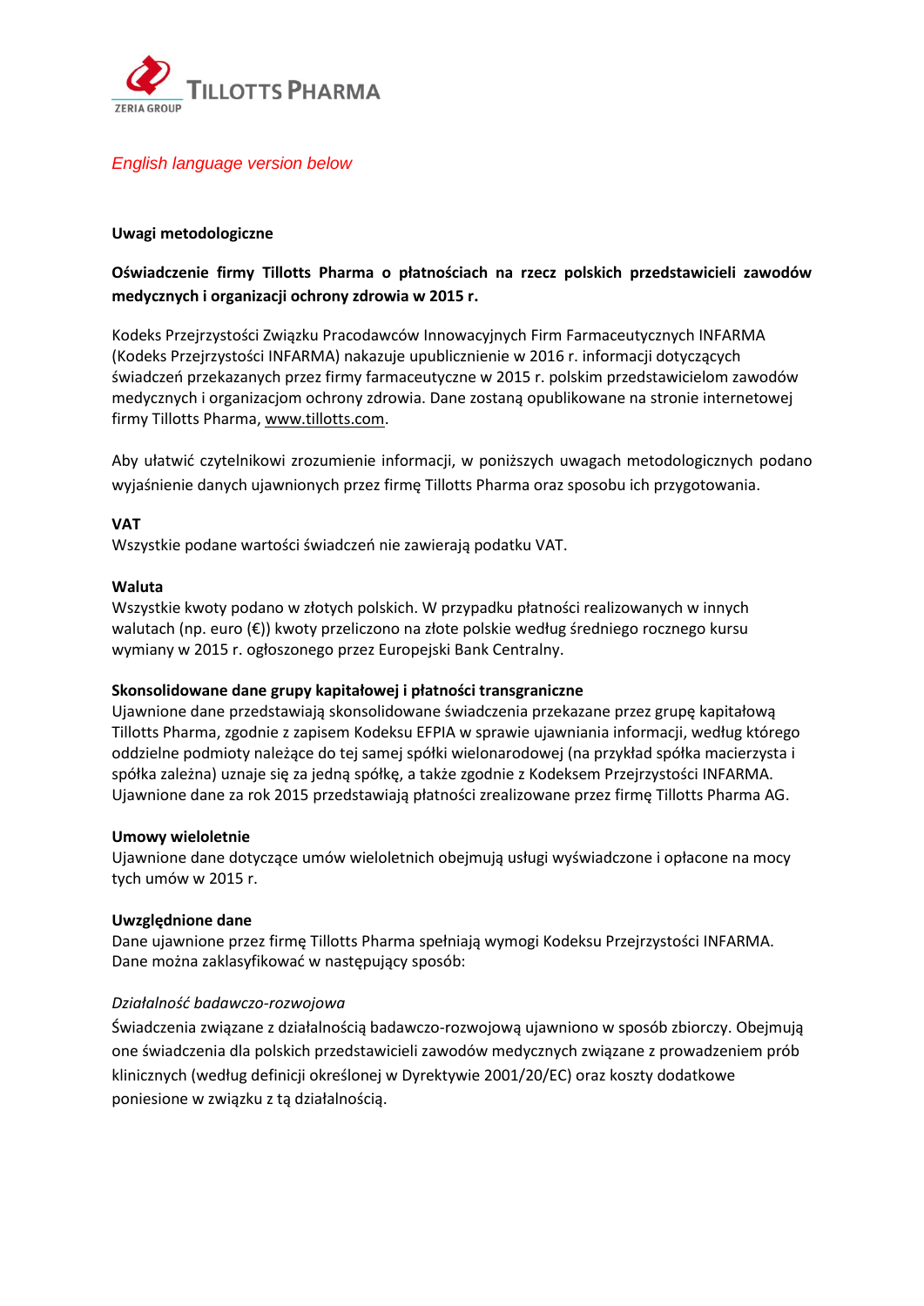TILLOTTS PHARMA
ZERIA GROUP

*English language version below*

**Uwagi metodologiczne**

**Oświadczenie firmy Tillotts Pharma o płatnościach na rzecz polskich przedstawicieli zawodów medycznych i organizacji ochrony zdrowia w 2015 r.**

Kodeks Przejrzystości Związku Pracodawców Innowacyjnych Firm Farmaceutycznych INFARMA (Kodeks Przejrzystości INFARMA) nakazuje upublicznienie w 2016 r. informacji dotyczących świadczeń przekazanych przez firmy farmaceutyczne w 2015 r. polskim przedstawicielom zawodów medycznych i organizacjom ochrony zdrowia. Dane zostaną opublikowane na stronie internetowej firmy Tillotts Pharma, www.tillotts.com.

Aby ułatwić czytelnikowi zrozumienie informacji, w poniższych uwagach metodologicznych podano wyjaśnienie danych ujawnionych przez firmę Tillotts Pharma oraz sposobu ich przygotowania.

**VAT**
Wszystkie podane wartości świadczeń nie zawierają podatku VAT.

**Waluta**
Wszystkie kwoty podano w złotych polskich. W przypadku płatności realizowanych w innych walutach (np. euro (€)) kwoty przeliczono na złote polskie według średniego rocznego kursu wymiany w 2015 r. ogłoszonego przez Europejski Bank Centralny.

**Skonsolidowane dane grupy kapitałowej i płatności transgraniczne**
Ujawnione dane przedstawiają skonsolidowane świadczenia przekazane przez grupę kapitałową Tillotts Pharma, zgodnie z zapisem Kodeksu EFPIA w sprawie ujawniania informacji, według którego oddzielne podmioty należące do tej samej spółki wielonarodowej (na przykład spółka macierzysta i spółka zależna) uznaje się za jedną spółkę, a także zgodnie z Kodeksem Przejrzystości INFARMA. Ujawnione dane za rok 2015 przedstawiają płatności zrealizowane przez firmę Tillotts Pharma AG.

**Umowy wieloletnie**
Ujawnione dane dotyczące umów wieloletnich obejmują usługi wyświadczone i opłacone na mocy tych umów w 2015 r.

**Uwzględnione dane**
Dane ujawnione przez firmę Tillotts Pharma spełniają wymogi Kodeksu Przejrzystości INFARMA. Dane można zaklasyfikować w następujący sposób:

*Działalność badawczo-rozwojowa*
Świadczenia związane z działalnością badawczo-rozwojową ujawniono w sposób zbiorczy. Obejmują one świadczenia dla polskich przedstawicieli zawodów medycznych związane z prowadzeniem prób klinicznych (według definicji określonej w Dyrektywie 2001/20/EC) oraz koszty dodatkowe poniesione w związku z tą działalnością.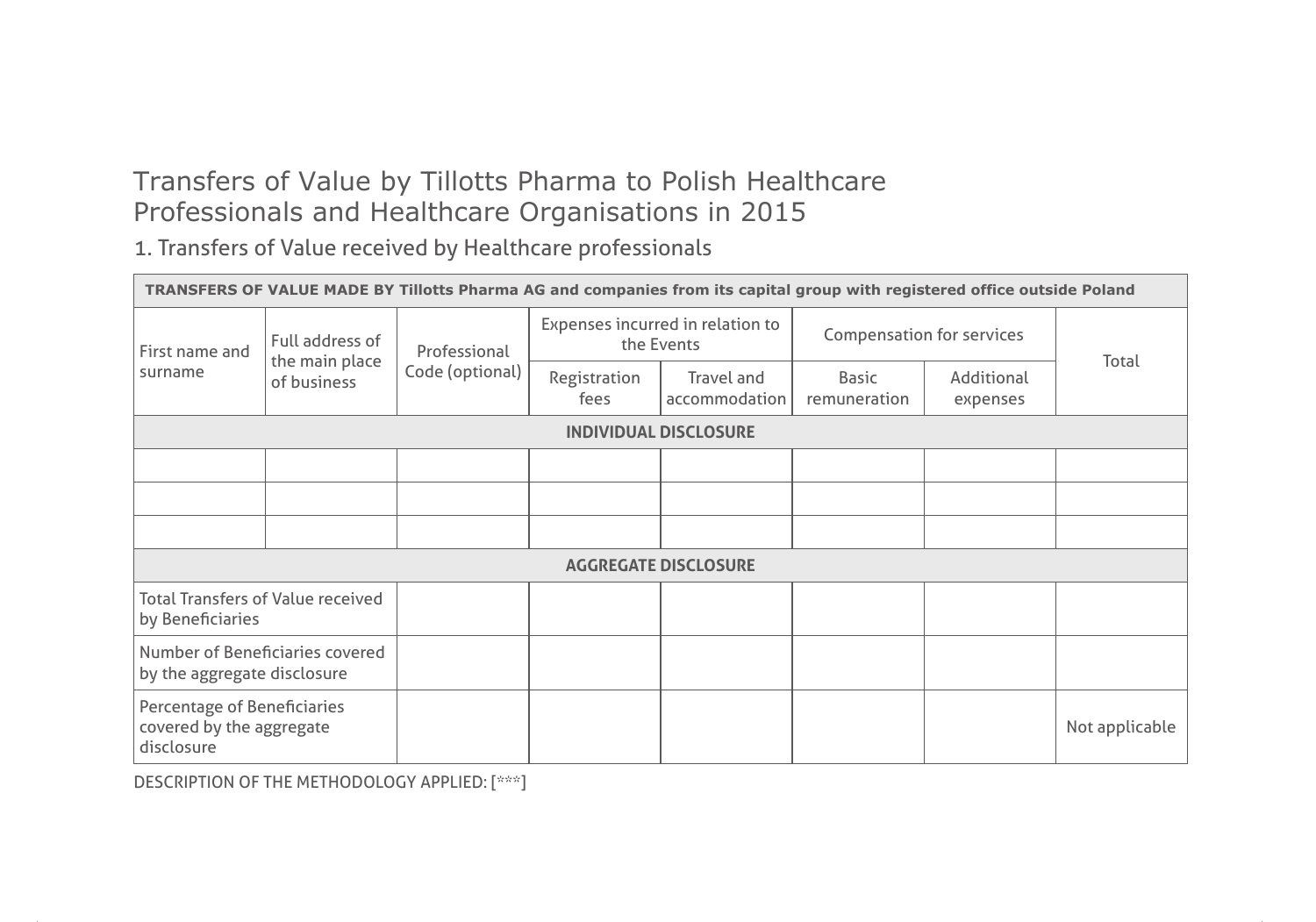# Transfers of Value by Tillotts Pharma to Polish Healthcare Professionals and Healthcare Organisations in 2015

## 1. Transfers of Value received by Healthcare professionals

| TRANSFERS OF VALUE MADE BY Tillotts Pharma AG and companies from its capital group with registered office outside Poland | | | | | | | |
|---|---|---|---|---|---|---|---|
| First name and surname | Full address of the main place of business | Professional Code (optional) | Expenses incurred in relation to the Events | | Compensation for services | | Total |
| | | | Registration fees | Travel and accommodation | Basic remuneration | Additional expenses | |
| **INDIVIDUAL DISCLOSURE** | | | | | | | |
| | | | | | | | |
| | | | | | | | |
| | | | | | | | |
| **AGGREGATE DISCLOSURE** | | | | | | | |
| Total Transfers of Value received by Beneficiaries | | | | | | | |
| Number of Beneficiaries covered by the aggregate disclosure | | | | | | | |
| Percentage of Beneficiaries covered by the aggregate disclosure | | | | | | | Not applicable |

DESCRIPTION OF THE METHODOLOGY APPLIED: [***]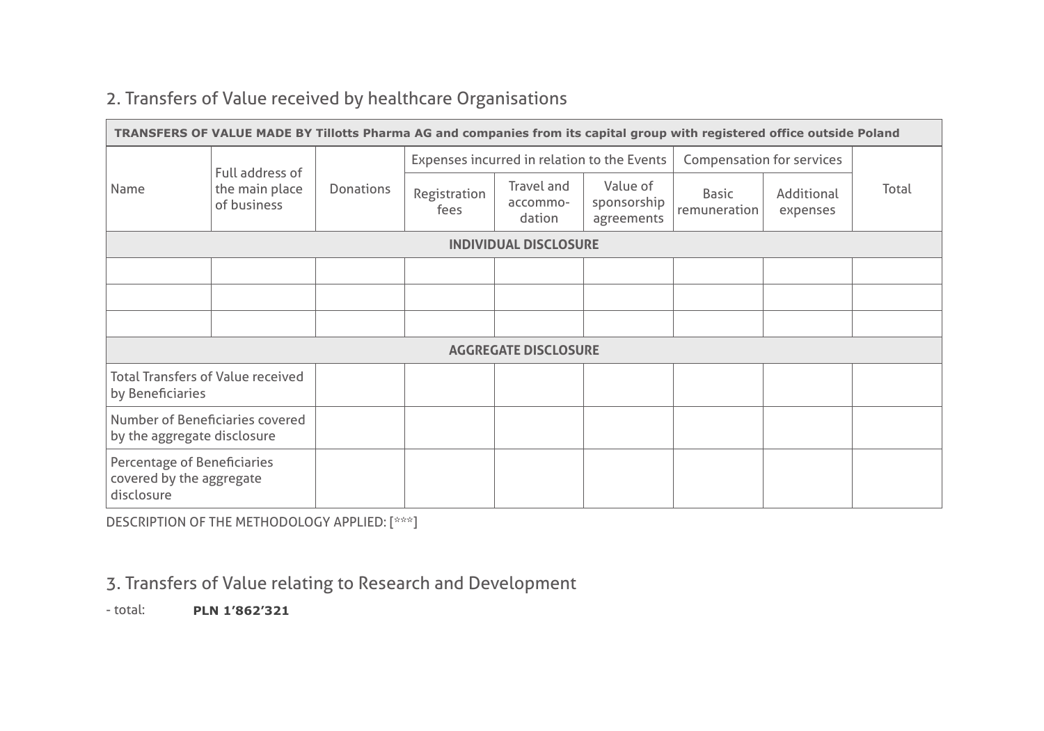## 2. Transfers of Value received by healthcare Organisations

| TRANSFERS OF VALUE MADE BY Tillotts Pharma AG and companies from its capital group with registered office outside Poland | | | | | | | | |
|---|---|---|---|---|---|---|---|---|
| Name | Full address of the main place of business | Donations | Expenses incurred in relation to the Events | | | Compensation for services | | Total |
| | | | Registration fees | Travel and accommo-dation | Value of sponsorship agreements | Basic remuneration | Additional expenses | |
| **INDIVIDUAL DISCLOSURE** | | | | | | | | |
| | | | | | | | | |
| | | | | | | | | |
| | | | | | | | | |
| **AGGREGATE DISCLOSURE** | | | | | | | | |
| Total Transfers of Value received by Beneficiaries | | | | | | | | |
| Number of Beneficiaries covered by the aggregate disclosure | | | | | | | | |
| Percentage of Beneficiaries covered by the aggregate disclosure | | | | | | | | |

DESCRIPTION OF THE METHODOLOGY APPLIED: [***]

## 3. Transfers of Value relating to Research and Development

- total: **PLN 1’862’321**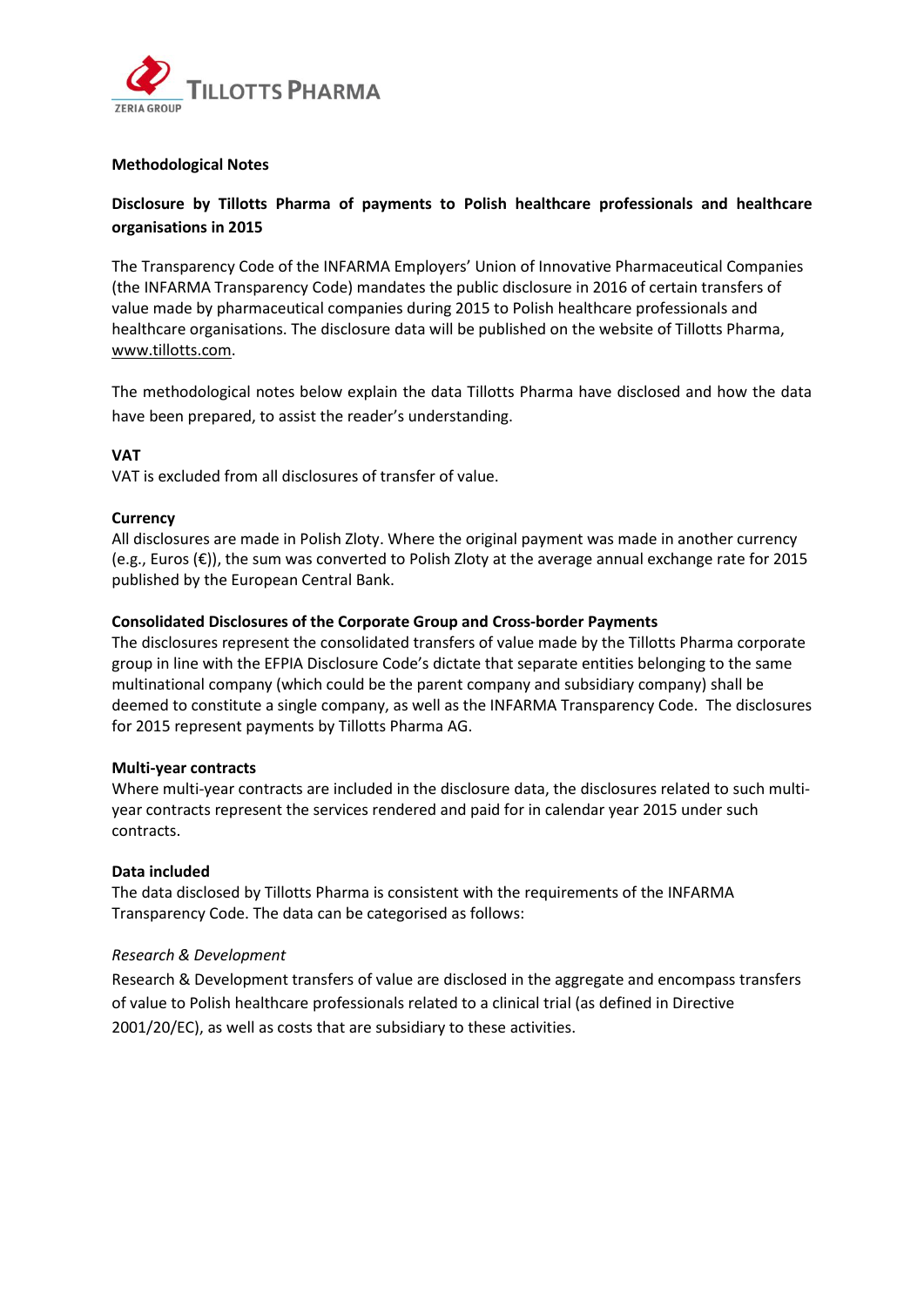**Methodological Notes**

**Disclosure by Tillotts Pharma of payments to Polish healthcare professionals and healthcare organisations in 2015**

The Transparency Code of the INFARMA Employers' Union of Innovative Pharmaceutical Companies (the INFARMA Transparency Code) mandates the public disclosure in 2016 of certain transfers of value made by pharmaceutical companies during 2015 to Polish healthcare professionals and healthcare organisations. The disclosure data will be published on the website of Tillotts Pharma, www.tillotts.com.

The methodological notes below explain the data Tillotts Pharma have disclosed and how the data have been prepared, to assist the reader's understanding.

**VAT**

VAT is excluded from all disclosures of transfer of value.

**Currency**

All disclosures are made in Polish Zloty. Where the original payment was made in another currency (e.g., Euros (€)), the sum was converted to Polish Zloty at the average annual exchange rate for 2015 published by the European Central Bank.

**Consolidated Disclosures of the Corporate Group and Cross-border Payments**

The disclosures represent the consolidated transfers of value made by the Tillotts Pharma corporate group in line with the EFPIA Disclosure Code's dictate that separate entities belonging to the same multinational company (which could be the parent company and subsidiary company) shall be deemed to constitute a single company, as well as the INFARMA Transparency Code. The disclosures for 2015 represent payments by Tillotts Pharma AG.

**Multi-year contracts**

Where multi-year contracts are included in the disclosure data, the disclosures related to such multi-year contracts represent the services rendered and paid for in calendar year 2015 under such contracts.

**Data included**

The data disclosed by Tillotts Pharma is consistent with the requirements of the INFARMA Transparency Code. The data can be categorised as follows:

*Research & Development*

Research & Development transfers of value are disclosed in the aggregate and encompass transfers of value to Polish healthcare professionals related to a clinical trial (as defined in Directive 2001/20/EC), as well as costs that are subsidiary to these activities.